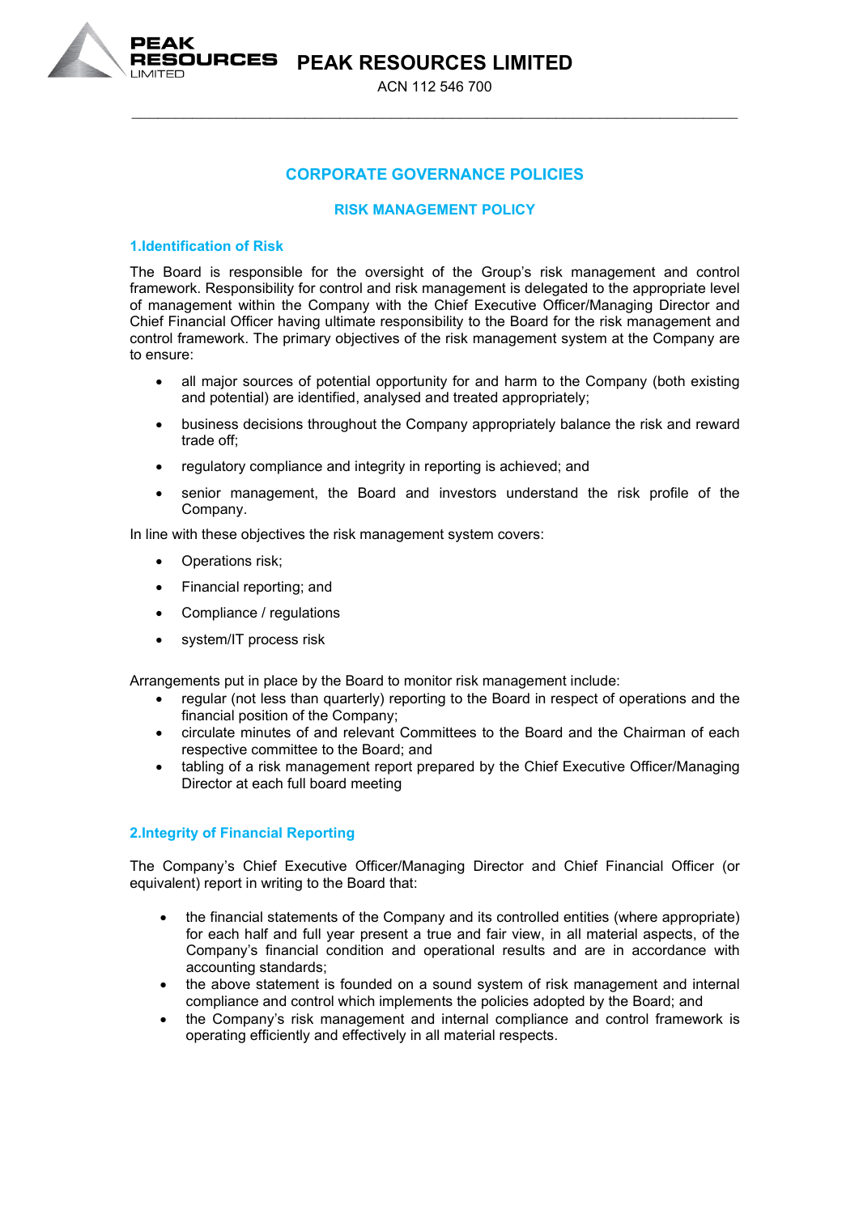# PEAK RESOURCES LIMITED

ACN 112 546 700

## CORPORATE GOVERNANCE POLICIES

## RISK MANAGEMENT POLICY

### 1.Identification of Risk

The Board is responsible for the oversight of the Group's risk management and control framework. Responsibility for control and risk management is delegated to the appropriate level of management within the Company with the Chief Executive Officer/Managing Director and Chief Financial Officer having ultimate responsibility to the Board for the risk management and control framework. The primary objectives of the risk management system at the Company are to ensure:

- all major sources of potential opportunity for and harm to the Company (both existing and potential) are identified, analysed and treated appropriately;
- business decisions throughout the Company appropriately balance the risk and reward trade off;
- regulatory compliance and integrity in reporting is achieved; and
- senior management, the Board and investors understand the risk profile of the Company.

In line with these objectives the risk management system covers:

- Operations risk;
- Financial reporting; and
- Compliance / regulations
- system/IT process risk

Arrangements put in place by the Board to monitor risk management include:

- regular (not less than quarterly) reporting to the Board in respect of operations and the financial position of the Company;
- circulate minutes of and relevant Committees to the Board and the Chairman of each respective committee to the Board; and
- tabling of a risk management report prepared by the Chief Executive Officer/Managing Director at each full board meeting

### 2.Integrity of Financial Reporting

The Company's Chief Executive Officer/Managing Director and Chief Financial Officer (or equivalent) report in writing to the Board that:

- the financial statements of the Company and its controlled entities (where appropriate) for each half and full year present a true and fair view, in all material aspects, of the Company's financial condition and operational results and are in accordance with accounting standards;
- the above statement is founded on a sound system of risk management and internal compliance and control which implements the policies adopted by the Board; and
- the Company's risk management and internal compliance and control framework is operating efficiently and effectively in all material respects.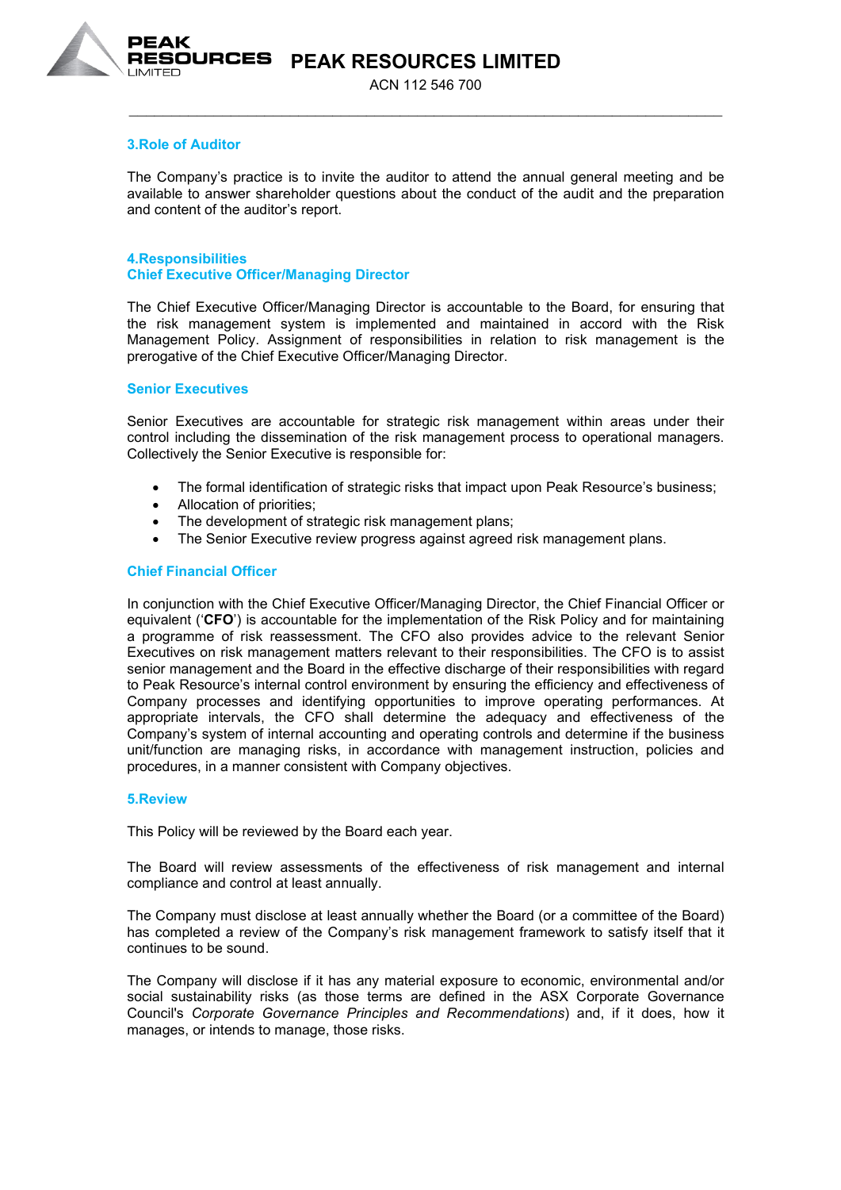## 3.Role of Auditor

The Company's practice is to invite the auditor to attend the annual general meeting and be available to answer shareholder questions about the conduct of the audit and the preparation and content of the auditor's report.

## 4.Responsibilities

### Chief Executive Officer/Managing Director

The Chief Executive Officer/Managing Director is accountable to the Board, for ensuring that the risk management system is implemented and maintained in accord with the Risk Management Policy. Assignment of responsibilities in relation to risk management is the prerogative of the Chief Executive Officer/Managing Director.

### Senior Executives

Senior Executives are accountable for strategic risk management within areas under their control including the dissemination of the risk management process to operational managers. Collectively the Senior Executive is responsible for:

- The formal identification of strategic risks that impact upon Peak Resource's business;
- Allocation of priorities;
- The development of strategic risk management plans;
- The Senior Executive review progress against agreed risk management plans.

### Chief Financial Officer

In conjunction with the Chief Executive Officer/Managing Director, the Chief Financial Officer or equivalent ('**CFO**') is accountable for the implementation of the Risk Policy and for maintaining a programme of risk reassessment. The CFO also provides advice to the relevant Senior Executives on risk management matters relevant to their responsibilities. The CFO is to assist senior management and the Board in the effective discharge of their responsibilities with regard to Peak Resource's internal control environment by ensuring the efficiency and effectiveness of Company processes and identifying opportunities to improve operating performances. At appropriate intervals, the CFO shall determine the adequacy and effectiveness of the Company's system of internal accounting and operating controls and determine if the business unit/function are managing risks, in accordance with management instruction, policies and procedures, in a manner consistent with Company objectives.

## 5.Review

This Policy will be reviewed by the Board each year.

The Board will review assessments of the effectiveness of risk management and internal compliance and control at least annually.

The Company must disclose at least annually whether the Board (or a committee of the Board) has completed a review of the Company's risk management framework to satisfy itself that it continues to be sound.

The Company will disclose if it has any material exposure to economic, environmental and/or social sustainability risks (as those terms are defined in the ASX Corporate Governance Council's *Corporate Governance Principles and Recommendations*) and, if it does, how it manages, or intends to manage, those risks.